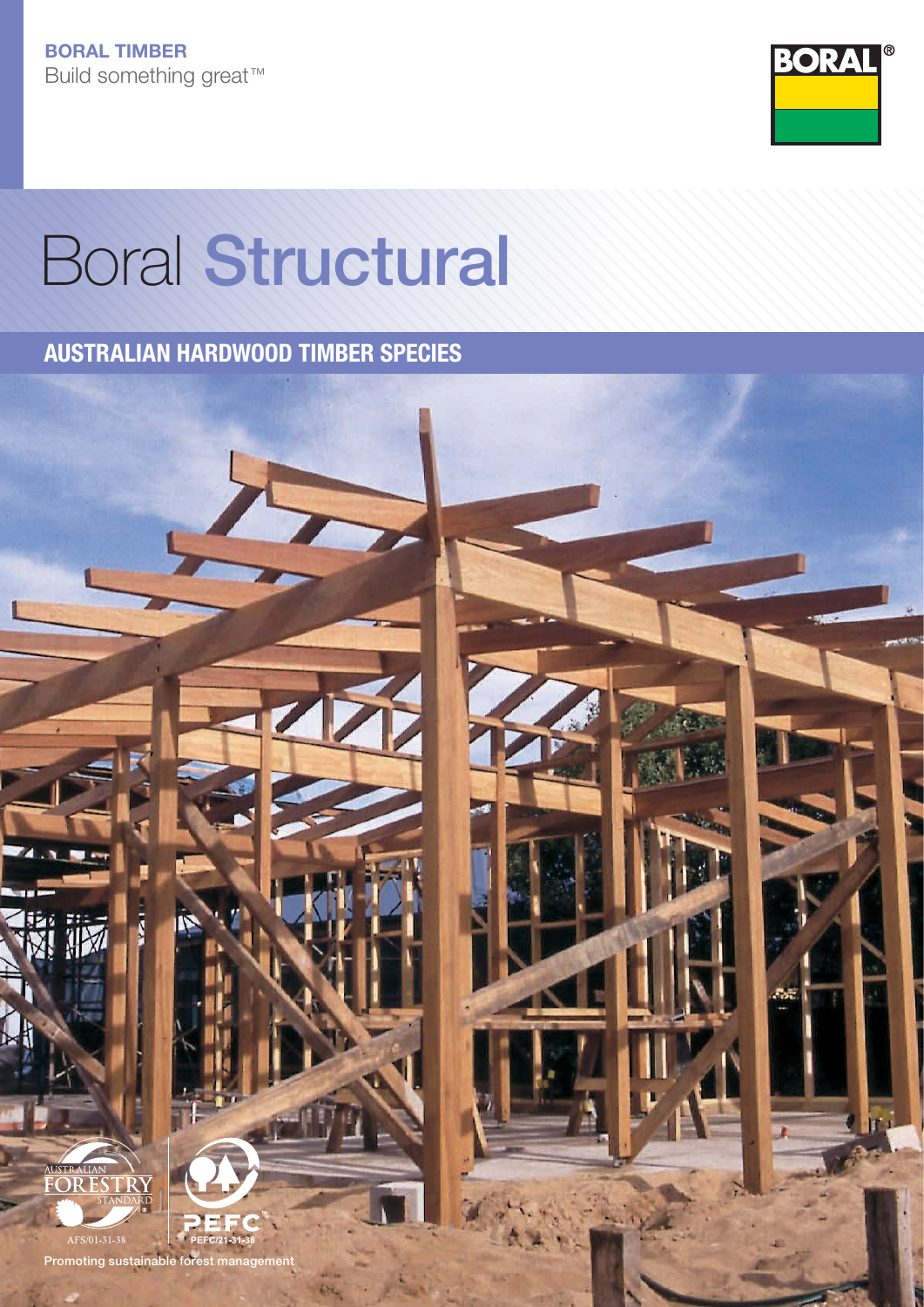BORAL TIMBER

Build something great™

BORAL®

# Boral **Structural**

## AUSTRALIAN HARDWOOD TIMBER SPECIES

AUSTRALIAN FORESTRY STANDARD

AFS/01-31-38

PEFC

PEFC/21-31-38

Promoting sustainable forest management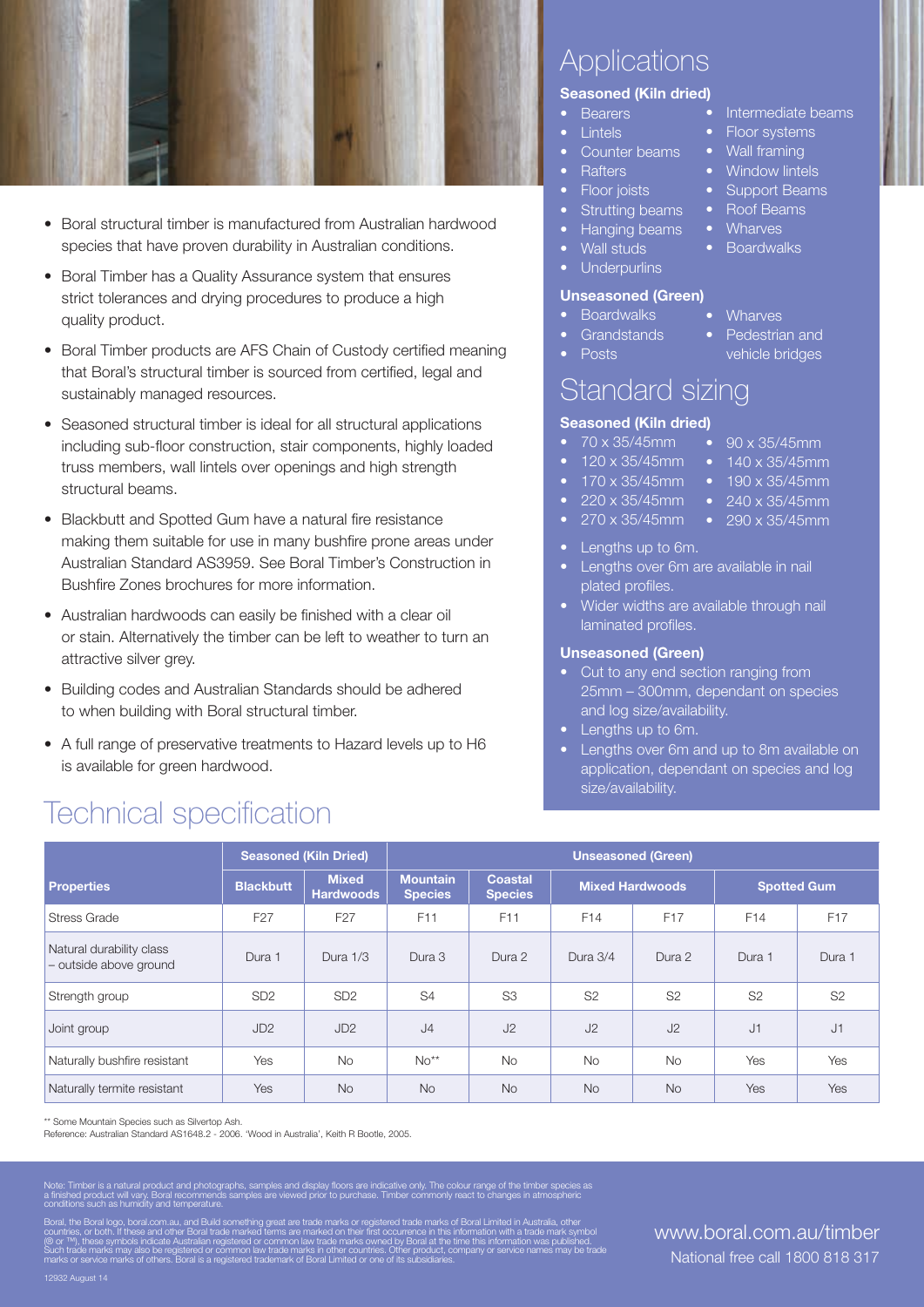- Boral structural timber is manufactured from Australian hardwood species that have proven durability in Australian conditions.
- Boral Timber has a Quality Assurance system that ensures strict tolerances and drying procedures to produce a high quality product.
- Boral Timber products are AFS Chain of Custody certified meaning that Boral's structural timber is sourced from certified, legal and sustainably managed resources.
- Seasoned structural timber is ideal for all structural applications including sub-floor construction, stair components, highly loaded truss members, wall lintels over openings and high strength structural beams.
- Blackbutt and Spotted Gum have a natural fire resistance making them suitable for use in many bushfire prone areas under Australian Standard AS3959. See Boral Timber's Construction in Bushfire Zones brochures for more information.
- Australian hardwoods can easily be finished with a clear oil or stain. Alternatively the timber can be left to weather to turn an attractive silver grey.
- Building codes and Australian Standards should be adhered to when building with Boral structural timber.
- A full range of preservative treatments to Hazard levels up to H6 is available for green hardwood.

# Applications

### Seasoned (Kiln dried)

- Bearers
- Lintels
- Counter beams
- Rafters
- Floor joists
- Strutting beams
- Hanging beams
- Wall studs
- Underpurlins
- Intermediate beams
- Floor systems
- Wall framing
- Window lintels
- Support Beams
- Roof Beams
- Wharves
- Boardwalks

### Unseasoned (Green)

- Boardwalks
- Grandstands
- Posts
- Wharves
- Pedestrian and vehicle bridges

# Standard sizing

### Seasoned (Kiln dried)

- 70 x 35/45mm
- 90 x 35/45mm
- 120 x 35/45mm
- 140 x 35/45mm
- 170 x 35/45mm
- 190 x 35/45mm
- 220 x 35/45mm
- 240 x 35/45mm
- 270 x 35/45mm
- 290 x 35/45mm

- Lengths up to 6m.
- Lengths over 6m are available in nail plated profiles.
- Wider widths are available through nail laminated profiles.

### Unseasoned (Green)

- Cut to any end section ranging from 25mm – 300mm, dependant on species and log size/availability.
- Lengths up to 6m.
- Lengths over 6m and up to 8m available on application, dependant on species and log size/availability.

# Technical specification

| Properties | Seasoned (Kiln Dried) | | Unseasoned (Green) | | | | | |
|---|---|---|---|---|---|---|---|---|
| | Blackbutt | Mixed Hardwoods | Mountain Species | Coastal Species | Mixed Hardwoods | | Spotted Gum | |
| Stress Grade | F27 | F27 | F11 | F11 | F14 | F17 | F14 | F17 |
| Natural durability class – outside above ground | Dura 1 | Dura 1/3 | Dura 3 | Dura 2 | Dura 3/4 | Dura 2 | Dura 1 | Dura 1 |
| Strength group | SD2 | SD2 | S4 | S3 | S2 | S2 | S2 | S2 |
| Joint group | JD2 | JD2 | J4 | J2 | J2 | J2 | J1 | J1 |
| Naturally bushfire resistant | Yes | No | No** | No | No | No | Yes | Yes |
| Naturally termite resistant | Yes | No | No | No | No | No | Yes | Yes |

** Some Mountain Species such as Silvertop Ash.
Reference: Australian Standard AS1648.2 - 2006. 'Wood in Australia', Keith R Bootle, 2005.

Note: Timber is a natural product and photographs, samples and display floors are indicative only. The colour range of the timber species as a finished product will vary. Boral recommends samples are viewed prior to purchase. Timber commonly react to changes in atmospheric conditions such as humidity and temperature.

Boral, the Boral logo, boral.com.au, and Build something great are trade marks or registered trade marks of Boral Limited in Australia, other countries, or both. If these and other Boral trade marked terms are marked on their first occurrence in this information with a trade mark symbol (® or ™), these symbols indicate Australian registered or common law trade marks owned by Boral at the time this information was published. Such trade marks may also be registered or common law trade marks in other countries. Other product, company or service names may be trade marks or service marks of others. Boral is a registered trademark of Boral Limited or one of its subsidiaries.

12932 August 14

www.boral.com.au/timber
National free call 1800 818 317